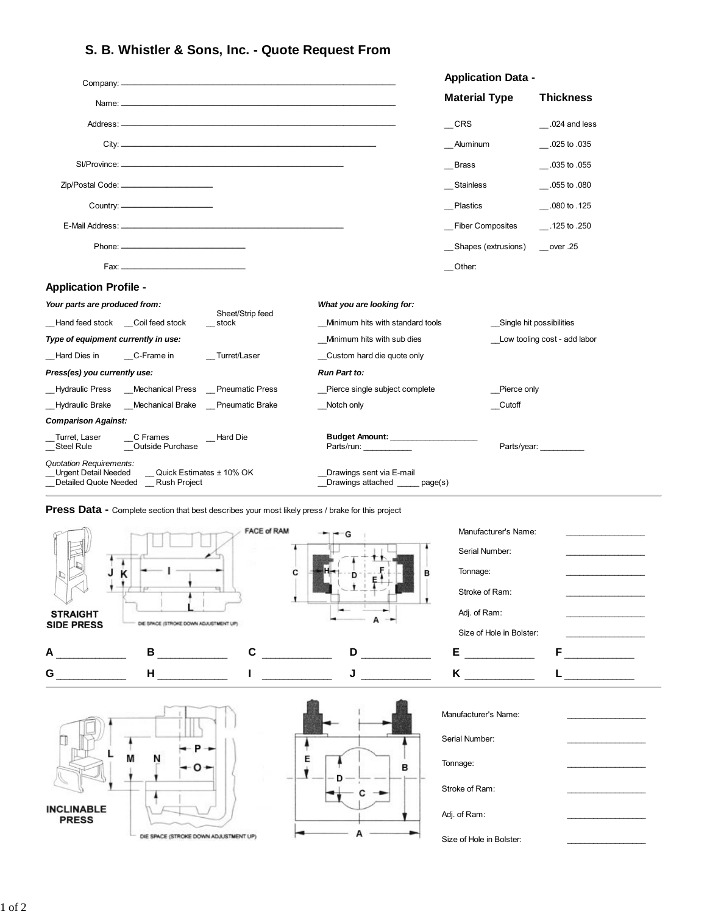# S. B. Whistler & Sons, Inc. - Quote Request From

Company: ____________________

Name: ____________________

Address: ____________________

City: ____________________

St/Province: ____________________

Zip/Postal Code: ____________________

Country: ____________________

E-Mail Address: ____________________

Phone: ____________________

Fax: ____________________

## Application Data -

| Material Type | Thickness |
|---|---|
| __ CRS | __ .024 and less |
| __ Aluminum | __ .025 to .035 |
| __ Brass | __ .035 to .055 |
| __ Stainless | __ .055 to .080 |
| __ Plastics | __ .080 to .125 |
| __ Fiber Composites | __ .125 to .250 |
| __ Shapes (extrusions) | __ over .25 |
| __ Other: | |

## Application Profile -

***Your parts are produced from:***

__ Hand feed stock __ Coil feed stock __ Sheet/Strip feed stock

***Type of equipment currently in use:***

__ Hard Dies in __ C-Frame in __ Turret/Laser

***Press(es) you currently use:***

__ Hydraulic Press __ Mechanical Press __ Pneumatic Press

__ Hydraulic Brake __ Mechanical Brake __ Pneumatic Brake

***Comparison Against:***

__ Turret, Laser __ C Frames __ Hard Die

__ Steel Rule __ Outside Purchase

*Quotation Requirements:*

__ Urgent Detail Needed __ Quick Estimates ± 10% OK

__ Detailed Quote Needed __ Rush Project

***What you are looking for:***

__ Minimum hits with standard tools __ Single hit possibilities

__ Minimum hits with sub dies __ Low tooling cost - add labor

__ Custom hard die quote only

***Run Part to:***

__ Pierce single subject complete __ Pierce only

__ Notch only __ Cutoff

**Budget Amount:** ____________________

Parts/run: ____________ Parts/year: ____________

__ Drawings sent via E-mail

__ Drawings attached _____ page(s)

## Press Data - Complete section that best describes your most likely press / brake for this project

**STRAIGHT SIDE PRESS**

FACE of RAM

DIE SPACE (STROKE DOWN ADJUSTMENT UP)

Manufacturer's Name: ____________

Serial Number: ____________

Tonnage: ____________

Stroke of Ram: ____________

Adj. of Ram: ____________

Size of Hole in Bolster: ____________

**A** ____________ **B** ____________ **C** ____________ **D** ____________ **E** ____________ **F** ____________

**G** ____________ **H** ____________ **I** ____________ **J** ____________ **K** ____________ **L** ____________

**INCLINABLE PRESS**

DIE SPACE (STROKE DOWN ADJUSTMENT UP)

Manufacturer's Name: ____________

Serial Number: ____________

Tonnage: ____________

Stroke of Ram: ____________

Adj. of Ram: ____________

Size of Hole in Bolster: ____________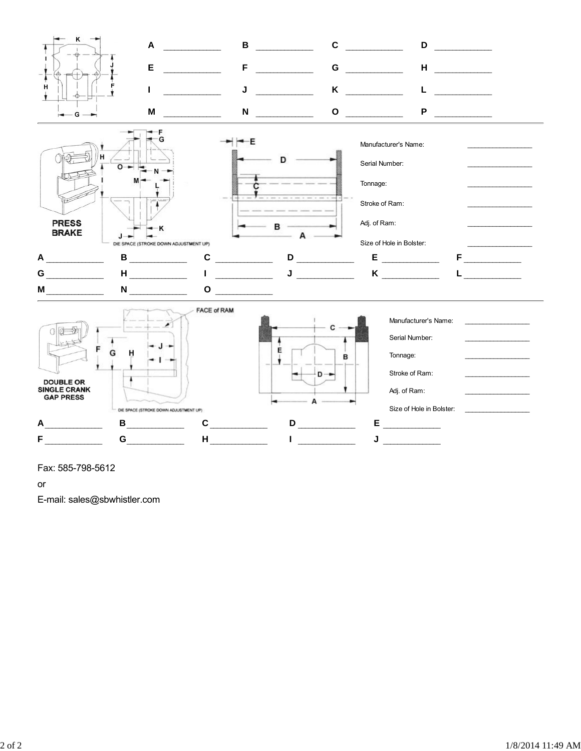A ____________ B ____________ C ____________ D ____________

E ____________ F ____________ G ____________ H ____________

I ____________ J ____________ K ____________ L ____________

M ____________ N ____________ O ____________ P ____________

---

**PRESS BRAKE**

DIE SPACE (STROKE DOWN ADJUSTMENT UP)

Manufacturer's Name: ________________

Serial Number: ________________

Tonnage: ________________

Stroke of Ram: ________________

Adj. of Ram: ________________

Size of Hole in Bolster: ________________

A ____________ B ____________ C ____________ D ____________ E ____________ F ____________

G ____________ H ____________ I ____________ J ____________ K ____________ L ____________

M ____________ N ____________ O ____________

---

**DOUBLE OR SINGLE CRANK GAP PRESS**

FACE of RAM

DIE SPACE (STROKE DOWN ADJUSTMENT UP)

Manufacturer's Name: ________________

Serial Number: ________________

Tonnage: ________________

Stroke of Ram: ________________

Adj. of Ram: ________________

Size of Hole in Bolster: ________________

A ____________ B ____________ C ____________ D ____________ E ____________

F ____________ G ____________ H ____________ I ____________ J ____________

Fax: 585-798-5612

or

E-mail: sales@sbwhistler.com